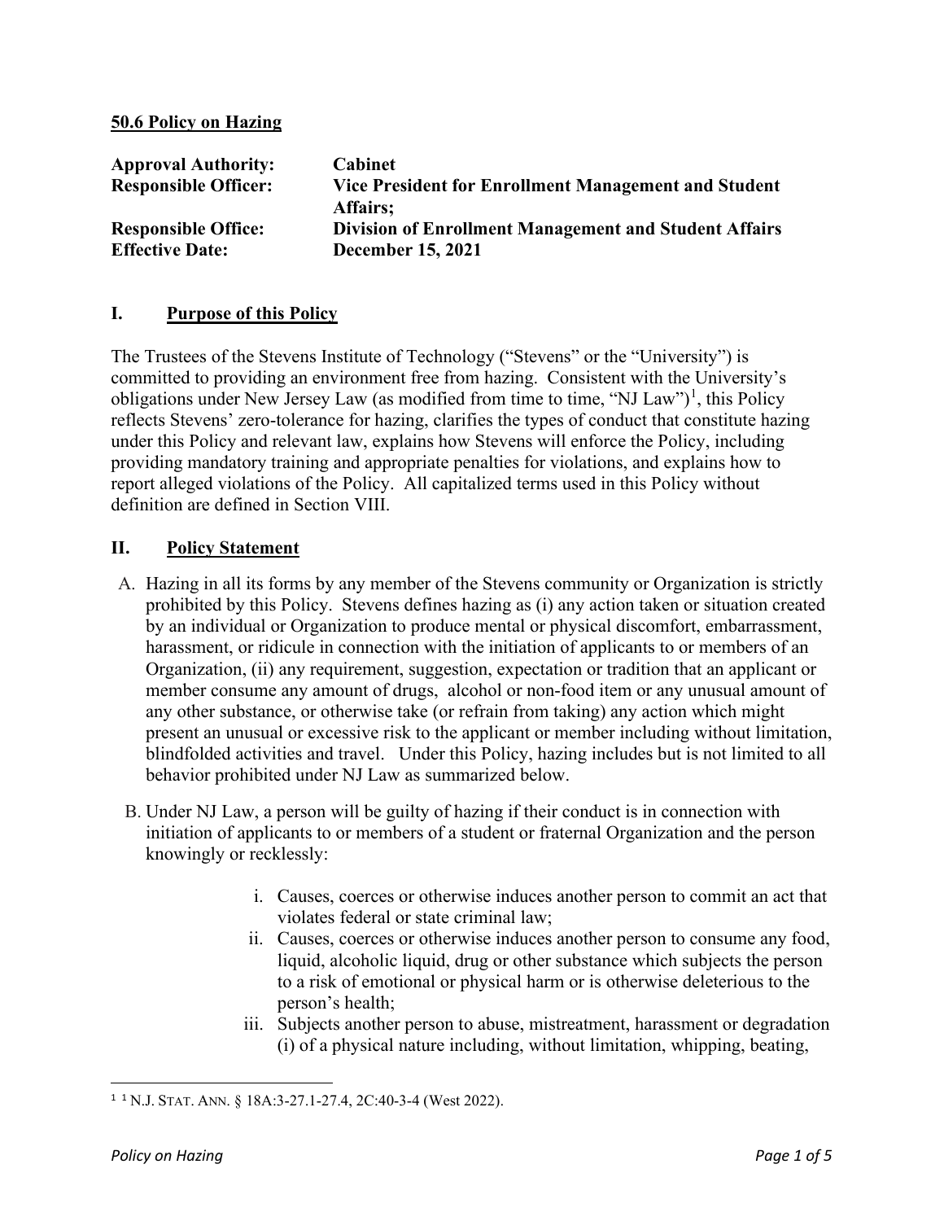**50.6 Policy on Hazing**

| | |
|---|---|
| **Approval Authority:** | **Cabinet** |
| **Responsible Officer:** | **Vice President for Enrollment Management and Student Affairs;** |
| **Responsible Office:** | **Division of Enrollment Management and Student Affairs** |
| **Effective Date:** | **December 15, 2021** |

## I. Purpose of this Policy

The Trustees of the Stevens Institute of Technology ("Stevens" or the "University") is committed to providing an environment free from hazing. Consistent with the University's obligations under New Jersey Law (as modified from time to time, "NJ Law")[1], this Policy reflects Stevens' zero-tolerance for hazing, clarifies the types of conduct that constitute hazing under this Policy and relevant law, explains how Stevens will enforce the Policy, including providing mandatory training and appropriate penalties for violations, and explains how to report alleged violations of the Policy. All capitalized terms used in this Policy without definition are defined in Section VIII.

## II. Policy Statement

A. Hazing in all its forms by any member of the Stevens community or Organization is strictly prohibited by this Policy. Stevens defines hazing as (i) any action taken or situation created by an individual or Organization to produce mental or physical discomfort, embarrassment, harassment, or ridicule in connection with the initiation of applicants to or members of an Organization, (ii) any requirement, suggestion, expectation or tradition that an applicant or member consume any amount of drugs, alcohol or non-food item or any unusual amount of any other substance, or otherwise take (or refrain from taking) any action which might present an unusual or excessive risk to the applicant or member including without limitation, blindfolded activities and travel. Under this Policy, hazing includes but is not limited to all behavior prohibited under NJ Law as summarized below.

B. Under NJ Law, a person will be guilty of hazing if their conduct is in connection with initiation of applicants to or members of a student or fraternal Organization and the person knowingly or recklessly:

   i. Causes, coerces or otherwise induces another person to commit an act that violates federal or state criminal law;
   ii. Causes, coerces or otherwise induces another person to consume any food, liquid, alcoholic liquid, drug or other substance which subjects the person to a risk of emotional or physical harm or is otherwise deleterious to the person's health;
   iii. Subjects another person to abuse, mistreatment, harassment or degradation (i) of a physical nature including, without limitation, whipping, beating,

---

[1] N.J. STAT. ANN. § 18A:3-27.1-27.4, 2C:40-3-4 (West 2022).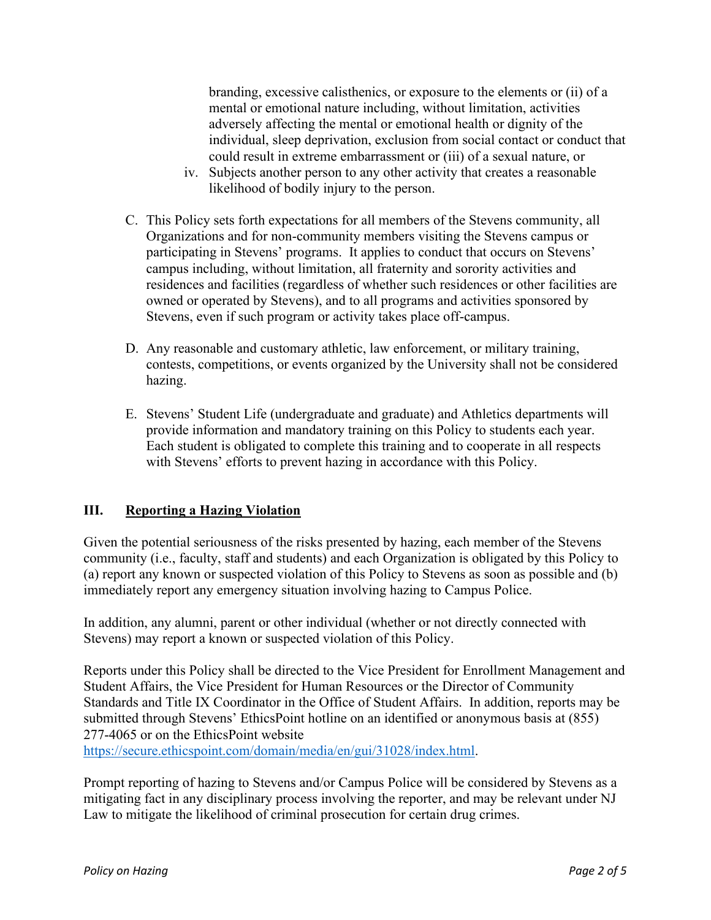branding, excessive calisthenics, or exposure to the elements or (ii) of a mental or emotional nature including, without limitation, activities adversely affecting the mental or emotional health or dignity of the individual, sleep deprivation, exclusion from social contact or conduct that could result in extreme embarrassment or (iii) of a sexual nature, or

iv. Subjects another person to any other activity that creates a reasonable likelihood of bodily injury to the person.

C. This Policy sets forth expectations for all members of the Stevens community, all Organizations and for non-community members visiting the Stevens campus or participating in Stevens' programs. It applies to conduct that occurs on Stevens' campus including, without limitation, all fraternity and sorority activities and residences and facilities (regardless of whether such residences or other facilities are owned or operated by Stevens), and to all programs and activities sponsored by Stevens, even if such program or activity takes place off-campus.

D. Any reasonable and customary athletic, law enforcement, or military training, contests, competitions, or events organized by the University shall not be considered hazing.

E. Stevens' Student Life (undergraduate and graduate) and Athletics departments will provide information and mandatory training on this Policy to students each year. Each student is obligated to complete this training and to cooperate in all respects with Stevens' efforts to prevent hazing in accordance with this Policy.

## III. Reporting a Hazing Violation

Given the potential seriousness of the risks presented by hazing, each member of the Stevens community (i.e., faculty, staff and students) and each Organization is obligated by this Policy to (a) report any known or suspected violation of this Policy to Stevens as soon as possible and (b) immediately report any emergency situation involving hazing to Campus Police.

In addition, any alumni, parent or other individual (whether or not directly connected with Stevens) may report a known or suspected violation of this Policy.

Reports under this Policy shall be directed to the Vice President for Enrollment Management and Student Affairs, the Vice President for Human Resources or the Director of Community Standards and Title IX Coordinator in the Office of Student Affairs. In addition, reports may be submitted through Stevens' EthicsPoint hotline on an identified or anonymous basis at (855) 277-4065 or on the EthicsPoint website https://secure.ethicspoint.com/domain/media/en/gui/31028/index.html.

Prompt reporting of hazing to Stevens and/or Campus Police will be considered by Stevens as a mitigating fact in any disciplinary process involving the reporter, and may be relevant under NJ Law to mitigate the likelihood of criminal prosecution for certain drug crimes.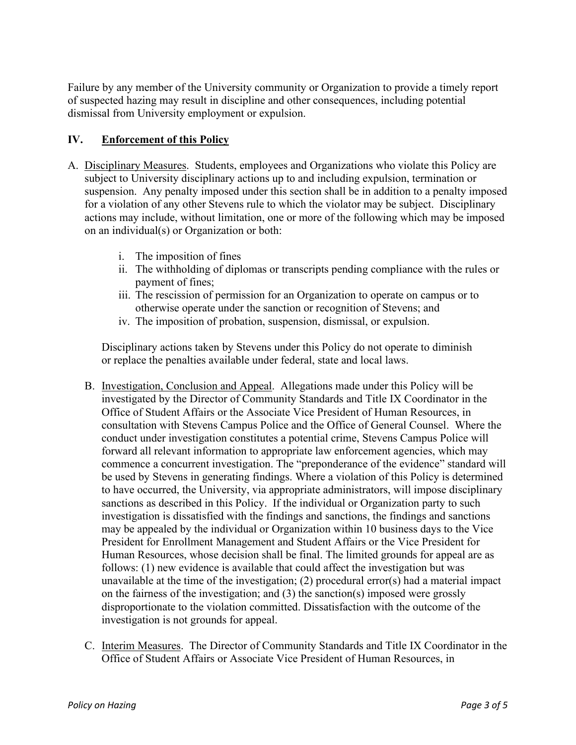Failure by any member of the University community or Organization to provide a timely report of suspected hazing may result in discipline and other consequences, including potential dismissal from University employment or expulsion.

## IV. Enforcement of this Policy

A. Disciplinary Measures. Students, employees and Organizations who violate this Policy are subject to University disciplinary actions up to and including expulsion, termination or suspension. Any penalty imposed under this section shall be in addition to a penalty imposed for a violation of any other Stevens rule to which the violator may be subject. Disciplinary actions may include, without limitation, one or more of the following which may be imposed on an individual(s) or Organization or both:

   i. The imposition of fines
   ii. The withholding of diplomas or transcripts pending compliance with the rules or payment of fines;
   iii. The rescission of permission for an Organization to operate on campus or to otherwise operate under the sanction or recognition of Stevens; and
   iv. The imposition of probation, suspension, dismissal, or expulsion.

   Disciplinary actions taken by Stevens under this Policy do not operate to diminish or replace the penalties available under federal, state and local laws.

B. Investigation, Conclusion and Appeal. Allegations made under this Policy will be investigated by the Director of Community Standards and Title IX Coordinator in the Office of Student Affairs or the Associate Vice President of Human Resources, in consultation with Stevens Campus Police and the Office of General Counsel. Where the conduct under investigation constitutes a potential crime, Stevens Campus Police will forward all relevant information to appropriate law enforcement agencies, which may commence a concurrent investigation. The "preponderance of the evidence" standard will be used by Stevens in generating findings. Where a violation of this Policy is determined to have occurred, the University, via appropriate administrators, will impose disciplinary sanctions as described in this Policy. If the individual or Organization party to such investigation is dissatisfied with the findings and sanctions, the findings and sanctions may be appealed by the individual or Organization within 10 business days to the Vice President for Enrollment Management and Student Affairs or the Vice President for Human Resources, whose decision shall be final. The limited grounds for appeal are as follows: (1) new evidence is available that could affect the investigation but was unavailable at the time of the investigation; (2) procedural error(s) had a material impact on the fairness of the investigation; and (3) the sanction(s) imposed were grossly disproportionate to the violation committed. Dissatisfaction with the outcome of the investigation is not grounds for appeal.

C. Interim Measures. The Director of Community Standards and Title IX Coordinator in the Office of Student Affairs or Associate Vice President of Human Resources, in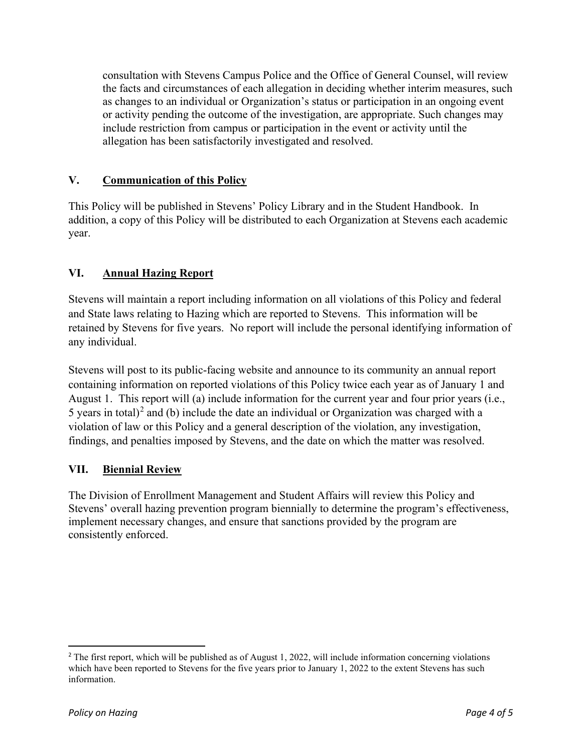consultation with Stevens Campus Police and the Office of General Counsel, will review the facts and circumstances of each allegation in deciding whether interim measures, such as changes to an individual or Organization's status or participation in an ongoing event or activity pending the outcome of the investigation, are appropriate. Such changes may include restriction from campus or participation in the event or activity until the allegation has been satisfactorily investigated and resolved.

## V. Communication of this Policy

This Policy will be published in Stevens' Policy Library and in the Student Handbook. In addition, a copy of this Policy will be distributed to each Organization at Stevens each academic year.

## VI. Annual Hazing Report

Stevens will maintain a report including information on all violations of this Policy and federal and State laws relating to Hazing which are reported to Stevens. This information will be retained by Stevens for five years. No report will include the personal identifying information of any individual.

Stevens will post to its public-facing website and announce to its community an annual report containing information on reported violations of this Policy twice each year as of January 1 and August 1. This report will (a) include information for the current year and four prior years (i.e., 5 years in total)[2] and (b) include the date an individual or Organization was charged with a violation of law or this Policy and a general description of the violation, any investigation, findings, and penalties imposed by Stevens, and the date on which the matter was resolved.

## VII. Biennial Review

The Division of Enrollment Management and Student Affairs will review this Policy and Stevens' overall hazing prevention program biennially to determine the program's effectiveness, implement necessary changes, and ensure that sanctions provided by the program are consistently enforced.

---

[2] The first report, which will be published as of August 1, 2022, will include information concerning violations which have been reported to Stevens for the five years prior to January 1, 2022 to the extent Stevens has such information.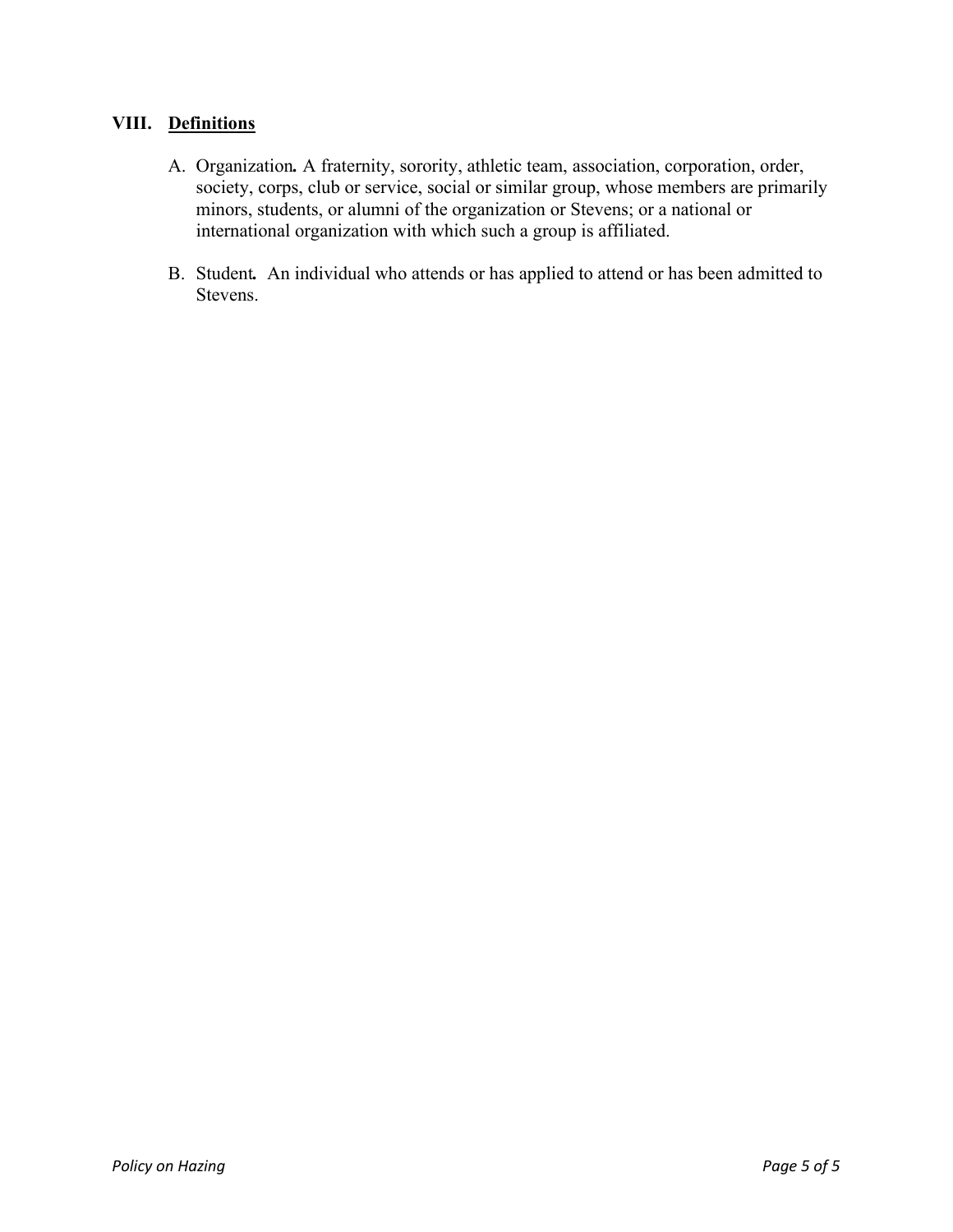## VIII. Definitions

A. Organization**.** A fraternity, sorority, athletic team, association, corporation, order, society, corps, club or service, social or similar group, whose members are primarily minors, students, or alumni of the organization or Stevens; or a national or international organization with which such a group is affiliated.

B. Student**.** An individual who attends or has applied to attend or has been admitted to Stevens.